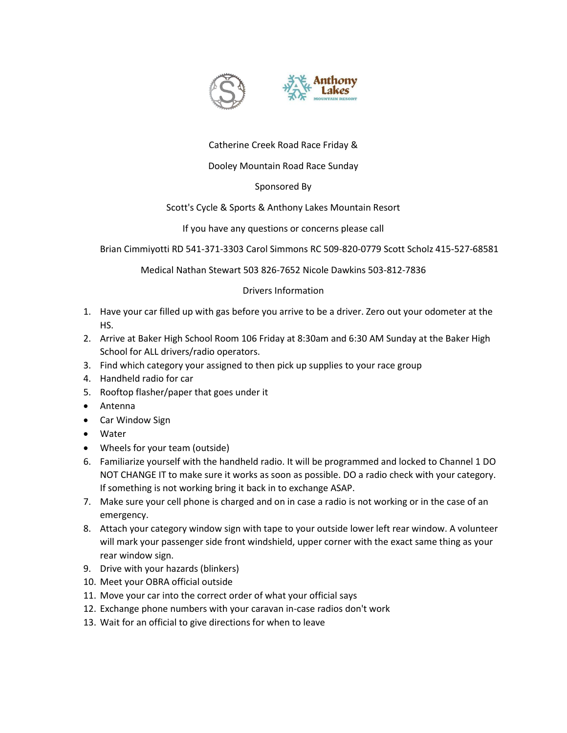Catherine Creek Road Race Friday &

Dooley Mountain Road Race Sunday

Sponsored By

Scott's Cycle & Sports & Anthony Lakes Mountain Resort

If you have any questions or concerns please call

Brian Cimmiyotti RD 541-371-3303 Carol Simmons RC 509-820-0779 Scott Scholz 415-527-68581

Medical Nathan Stewart 503 826-7652 Nicole Dawkins 503-812-7836

Drivers Information

1. Have your car filled up with gas before you arrive to be a driver. Zero out your odometer at the HS.
2. Arrive at Baker High School Room 106 Friday at 8:30am and 6:30 AM Sunday at the Baker High School for ALL drivers/radio operators.
3. Find which category your assigned to then pick up supplies to your race group
4. Handheld radio for car
5. Rooftop flasher/paper that goes under it

- Antenna
- Car Window Sign
- Water
- Wheels for your team (outside)

6. Familiarize yourself with the handheld radio. It will be programmed and locked to Channel 1 DO NOT CHANGE IT to make sure it works as soon as possible. DO a radio check with your category. If something is not working bring it back in to exchange ASAP.
7. Make sure your cell phone is charged and on in case a radio is not working or in the case of an emergency.
8. Attach your category window sign with tape to your outside lower left rear window. A volunteer will mark your passenger side front windshield, upper corner with the exact same thing as your rear window sign.
9. Drive with your hazards (blinkers)
10. Meet your OBRA official outside
11. Move your car into the correct order of what your official says
12. Exchange phone numbers with your caravan in-case radios don't work
13. Wait for an official to give directions for when to leave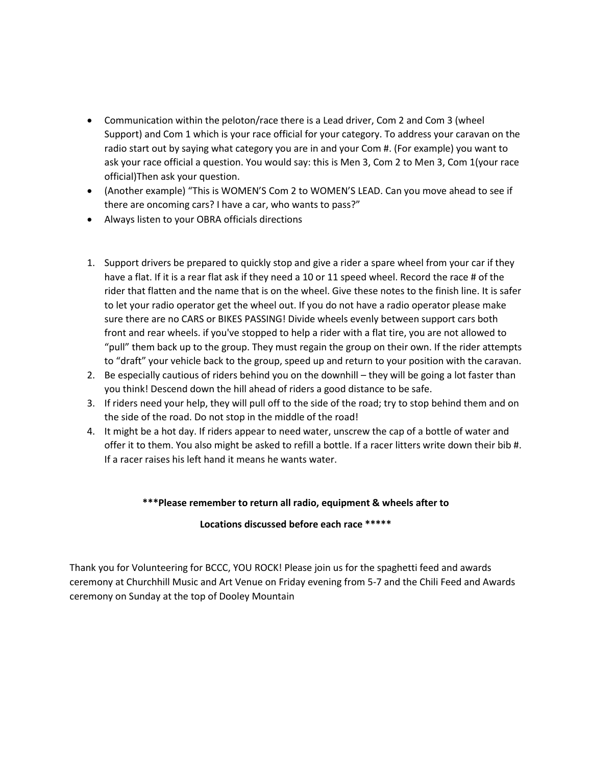- Communication within the peloton/race there is a Lead driver, Com 2 and Com 3 (wheel Support) and Com 1 which is your race official for your category. To address your caravan on the radio start out by saying what category you are in and your Com #. (For example) you want to ask your race official a question. You would say: this is Men 3, Com 2 to Men 3, Com 1(your race official)Then ask your question.
- (Another example) "This is WOMEN'S Com 2 to WOMEN'S LEAD. Can you move ahead to see if there are oncoming cars? I have a car, who wants to pass?"
- Always listen to your OBRA officials directions

1. Support drivers be prepared to quickly stop and give a rider a spare wheel from your car if they have a flat. If it is a rear flat ask if they need a 10 or 11 speed wheel. Record the race # of the rider that flatten and the name that is on the wheel. Give these notes to the finish line. It is safer to let your radio operator get the wheel out. If you do not have a radio operator please make sure there are no CARS or BIKES PASSING! Divide wheels evenly between support cars both front and rear wheels. if you've stopped to help a rider with a flat tire, you are not allowed to "pull" them back up to the group. They must regain the group on their own. If the rider attempts to "draft" your vehicle back to the group, speed up and return to your position with the caravan.
2. Be especially cautious of riders behind you on the downhill – they will be going a lot faster than you think! Descend down the hill ahead of riders a good distance to be safe.
3. If riders need your help, they will pull off to the side of the road; try to stop behind them and on the side of the road. Do not stop in the middle of the road!
4. It might be a hot day. If riders appear to need water, unscrew the cap of a bottle of water and offer it to them. You also might be asked to refill a bottle. If a racer litters write down their bib #. If a racer raises his left hand it means he wants water.

**\*\*\*Please remember to return all radio, equipment & wheels after to**

**Locations discussed before each race \*\*\*\*\***

Thank you for Volunteering for BCCC, YOU ROCK! Please join us for the spaghetti feed and awards ceremony at Churchhill Music and Art Venue on Friday evening from 5-7 and the Chili Feed and Awards ceremony on Sunday at the top of Dooley Mountain